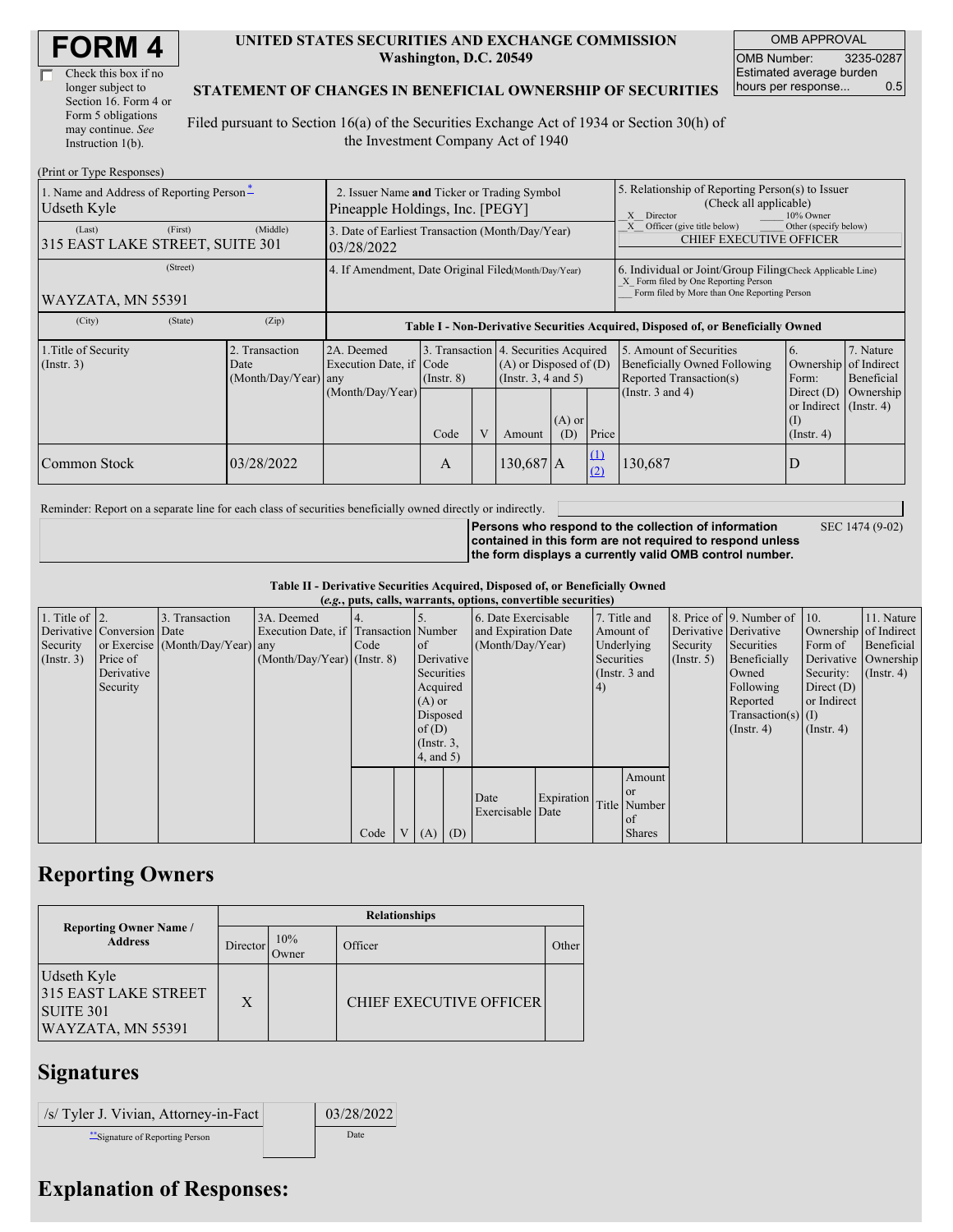# FORM 4

☐ Check this box if no longer subject to Section 16. Form 4 or Form 5 obligations may continue. *See* Instruction 1(b).

**UNITED STATES SECURITIES AND EXCHANGE COMMISSION**
**Washington, D.C. 20549**

**STATEMENT OF CHANGES IN BENEFICIAL OWNERSHIP OF SECURITIES**

Filed pursuant to Section 16(a) of the Securities Exchange Act of 1934 or Section 30(h) of the Investment Company Act of 1940

| OMB APPROVAL | |
|---|---|
| OMB Number: | 3235-0287 |
| Estimated average burden hours per response... | 0.5 |

(Print or Type Responses)

| 1. Name and Address of Reporting Person* | 2. Issuer Name and Ticker or Trading Symbol | 5. Relationship of Reporting Person(s) to Issuer (Check all applicable) |
|---|---|---|
| Udseth Kyle | Pineapple Holdings, Inc. [PEGY] | X Director ___ 10% Owner |
| (Last) (First) (Middle) 315 EAST LAKE STREET, SUITE 301 | 3. Date of Earliest Transaction (Month/Day/Year) 03/28/2022 | X Officer (give title below) ___ Other (specify below) CHIEF EXECUTIVE OFFICER |
| (Street) WAYZATA, MN 55391 | 4. If Amendment, Date Original Filed (Month/Day/Year) | 6. Individual or Joint/Group Filing (Check Applicable Line) X Form filed by One Reporting Person ___ Form filed by More than One Reporting Person |
| (City) (State) (Zip) | | |

**Table I - Non-Derivative Securities Acquired, Disposed of, or Beneficially Owned**

| 1.Title of Security (Instr. 3) | 2. Transaction Date (Month/Day/Year) | 2A. Deemed Execution Date, if any (Month/Day/Year) | 3. Transaction Code (Instr. 8) Code | V | 4. Securities Acquired (A) or Disposed of (D) (Instr. 3, 4 and 5) Amount | (A) or (D) | Price | 5. Amount of Securities Beneficially Owned Following Reported Transaction(s) (Instr. 3 and 4) | 6. Ownership Form: Direct (D) or Indirect (I) (Instr. 4) | 7. Nature of Indirect Beneficial Ownership (Instr. 4) |
|---|---|---|---|---|---|---|---|---|---|---|
| Common Stock | 03/28/2022 | | A | | 130,687 | A | (1) (2) | 130,687 | D | |

Reminder: Report on a separate line for each class of securities beneficially owned directly or indirectly.

**Persons who respond to the collection of information contained in this form are not required to respond unless the form displays a currently valid OMB control number.** SEC 1474 (9-02)

**Table II - Derivative Securities Acquired, Disposed of, or Beneficially Owned**
***(e.g., puts, calls, warrants, options, convertible securities)***

| 1. Title of Derivative Security (Instr. 3) | 2. Conversion or Exercise Price of Derivative Security | 3. Transaction Date (Month/Day/Year) | 3A. Deemed Execution Date, if any (Month/Day/Year) | 4. Transaction Code (Instr. 8) Code | V | 5. Number of Derivative Securities Acquired (A) or Disposed of (D) (Instr. 3, 4, and 5) (A) | (D) | 6. Date Exercisable and Expiration Date (Month/Day/Year) Date Exercisable | Expiration Date | 7. Title and Amount of Underlying Securities (Instr. 3 and 4) Title | Amount or Number of Shares | 8. Price of Derivative Security (Instr. 5) | 9. Number of Derivative Securities Beneficially Owned Following Reported Transaction(s) (Instr. 4) | 10. Ownership Form of Derivative Security: Direct (D) or Indirect (I) (Instr. 4) | 11. Nature of Indirect Beneficial Ownership (Instr. 4) |
|---|---|---|---|---|---|---|---|---|---|---|---|---|---|---|---|

## Reporting Owners

| Reporting Owner Name / Address | Director | 10% Owner | Officer | Other |
|---|---|---|---|---|
| Udseth Kyle 315 EAST LAKE STREET SUITE 301 WAYZATA, MN 55391 | X | | CHIEF EXECUTIVE OFFICER | |

## Signatures

| /s/ Tyler J. Vivian, Attorney-in-Fact | 03/28/2022 |
|---|---|
| **Signature of Reporting Person | Date |

## Explanation of Responses: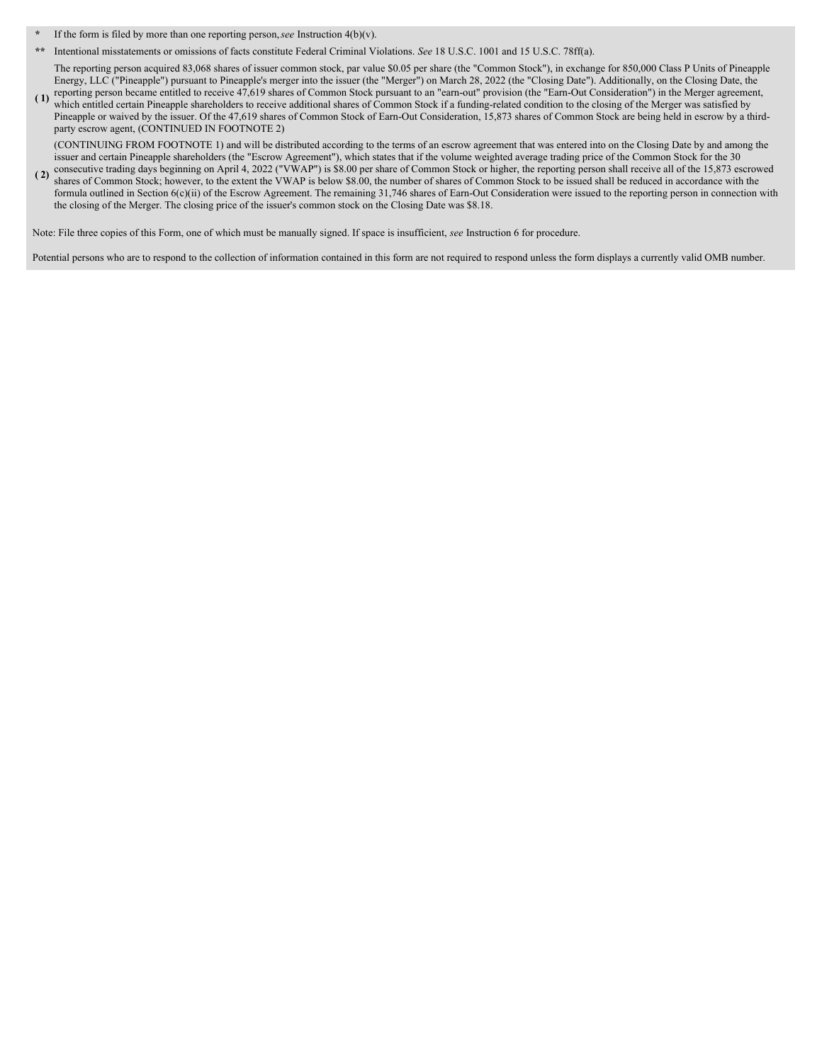\* If the form is filed by more than one reporting person, *see* Instruction 4(b)(v).

\*\* Intentional misstatements or omissions of facts constitute Federal Criminal Violations. *See* 18 U.S.C. 1001 and 15 U.S.C. 78ff(a).

(1) The reporting person acquired 83,068 shares of issuer common stock, par value $0.05 per share (the "Common Stock"), in exchange for 850,000 Class P Units of Pineapple Energy, LLC ("Pineapple") pursuant to Pineapple's merger into the issuer (the "Merger") on March 28, 2022 (the "Closing Date"). Additionally, on the Closing Date, the reporting person became entitled to receive 47,619 shares of Common Stock pursuant to an "earn-out" provision (the "Earn-Out Consideration") in the Merger agreement, which entitled certain Pineapple shareholders to receive additional shares of Common Stock if a funding-related condition to the closing of the Merger was satisfied by Pineapple or waived by the issuer. Of the 47,619 shares of Common Stock of Earn-Out Consideration, 15,873 shares of Common Stock are being held in escrow by a third-party escrow agent, (CONTINUED IN FOOTNOTE 2)

(2) (CONTINUING FROM FOOTNOTE 1) and will be distributed according to the terms of an escrow agreement that was entered into on the Closing Date by and among the issuer and certain Pineapple shareholders (the "Escrow Agreement"), which states that if the volume weighted average trading price of the Common Stock for the 30 consecutive trading days beginning on April 4, 2022 ("VWAP") is $8.00 per share of Common Stock or higher, the reporting person shall receive all of the 15,873 escrowed shares of Common Stock; however, to the extent the VWAP is below $8.00, the number of shares of Common Stock to be issued shall be reduced in accordance with the formula outlined in Section 6(c)(ii) of the Escrow Agreement. The remaining 31,746 shares of Earn-Out Consideration were issued to the reporting person in connection with the closing of the Merger. The closing price of the issuer's common stock on the Closing Date was $8.18.

Note: File three copies of this Form, one of which must be manually signed. If space is insufficient, *see* Instruction 6 for procedure.

Potential persons who are to respond to the collection of information contained in this form are not required to respond unless the form displays a currently valid OMB number.